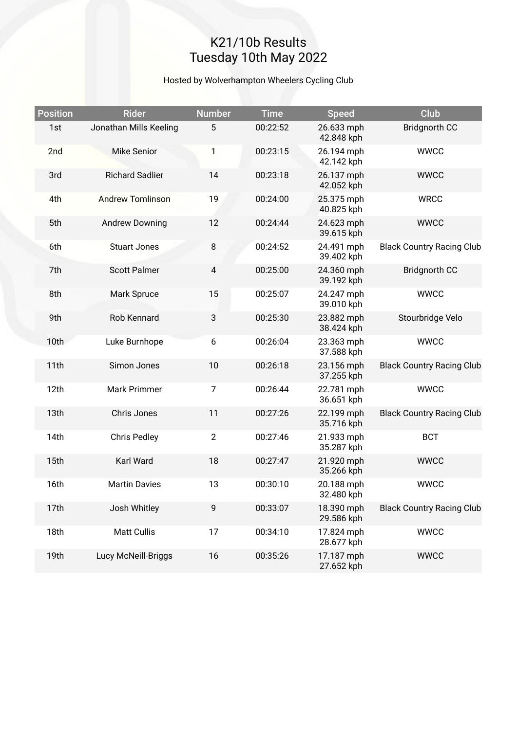# K21/10b Results
# Tuesday 10th May 2022

Hosted by Wolverhampton Wheelers Cycling Club

| Position | Rider | Number | Time | Speed | Club |
|---|---|---|---|---|---|
| 1st | Jonathan Mills Keeling | 5 | 00:22:52 | 26.633 mph 42.848 kph | Bridgnorth CC |
| 2nd | Mike Senior | 1 | 00:23:15 | 26.194 mph 42.142 kph | WWCC |
| 3rd | Richard Sadlier | 14 | 00:23:18 | 26.137 mph 42.052 kph | WWCC |
| 4th | Andrew Tomlinson | 19 | 00:24:00 | 25.375 mph 40.825 kph | WRCC |
| 5th | Andrew Downing | 12 | 00:24:44 | 24.623 mph 39.615 kph | WWCC |
| 6th | Stuart Jones | 8 | 00:24:52 | 24.491 mph 39.402 kph | Black Country Racing Club |
| 7th | Scott Palmer | 4 | 00:25:00 | 24.360 mph 39.192 kph | Bridgnorth CC |
| 8th | Mark Spruce | 15 | 00:25:07 | 24.247 mph 39.010 kph | WWCC |
| 9th | Rob Kennard | 3 | 00:25:30 | 23.882 mph 38.424 kph | Stourbridge Velo |
| 10th | Luke Burnhope | 6 | 00:26:04 | 23.363 mph 37.588 kph | WWCC |
| 11th | Simon Jones | 10 | 00:26:18 | 23.156 mph 37.255 kph | Black Country Racing Club |
| 12th | Mark Primmer | 7 | 00:26:44 | 22.781 mph 36.651 kph | WWCC |
| 13th | Chris Jones | 11 | 00:27:26 | 22.199 mph 35.716 kph | Black Country Racing Club |
| 14th | Chris Pedley | 2 | 00:27:46 | 21.933 mph 35.287 kph | BCT |
| 15th | Karl Ward | 18 | 00:27:47 | 21.920 mph 35.266 kph | WWCC |
| 16th | Martin Davies | 13 | 00:30:10 | 20.188 mph 32.480 kph | WWCC |
| 17th | Josh Whitley | 9 | 00:33:07 | 18.390 mph 29.586 kph | Black Country Racing Club |
| 18th | Matt Cullis | 17 | 00:34:10 | 17.824 mph 28.677 kph | WWCC |
| 19th | Lucy McNeill-Briggs | 16 | 00:35:26 | 17.187 mph 27.652 kph | WWCC |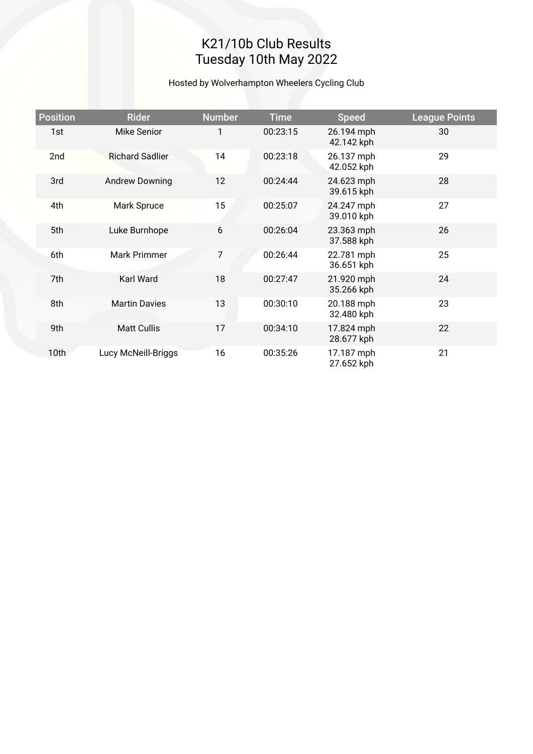# K21/10b Club Results
# Tuesday 10th May 2022

Hosted by Wolverhampton Wheelers Cycling Club

| Position | Rider | Number | Time | Speed | League Points |
|---|---|---|---|---|---|
| 1st | Mike Senior | 1 | 00:23:15 | 26.194 mph 42.142 kph | 30 |
| 2nd | Richard Sadlier | 14 | 00:23:18 | 26.137 mph 42.052 kph | 29 |
| 3rd | Andrew Downing | 12 | 00:24:44 | 24.623 mph 39.615 kph | 28 |
| 4th | Mark Spruce | 15 | 00:25:07 | 24.247 mph 39.010 kph | 27 |
| 5th | Luke Burnhope | 6 | 00:26:04 | 23.363 mph 37.588 kph | 26 |
| 6th | Mark Primmer | 7 | 00:26:44 | 22.781 mph 36.651 kph | 25 |
| 7th | Karl Ward | 18 | 00:27:47 | 21.920 mph 35.266 kph | 24 |
| 8th | Martin Davies | 13 | 00:30:10 | 20.188 mph 32.480 kph | 23 |
| 9th | Matt Cullis | 17 | 00:34:10 | 17.824 mph 28.677 kph | 22 |
| 10th | Lucy McNeill-Briggs | 16 | 00:35:26 | 17.187 mph 27.652 kph | 21 |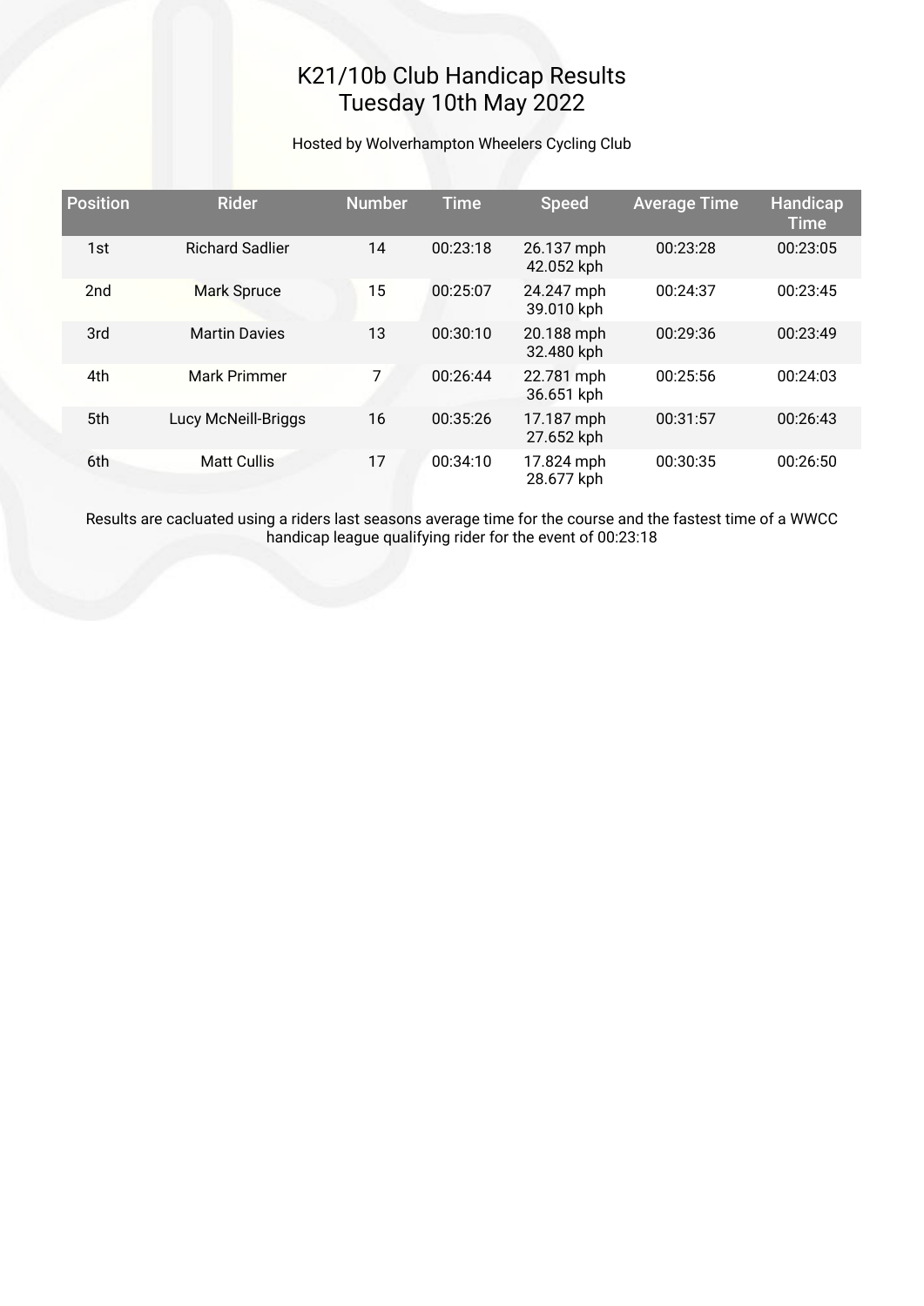# K21/10b Club Handicap Results
# Tuesday 10th May 2022

Hosted by Wolverhampton Wheelers Cycling Club

| Position | Rider | Number | Time | Speed | Average Time | Handicap Time |
|---|---|---|---|---|---|---|
| 1st | Richard Sadlier | 14 | 00:23:18 | 26.137 mph 42.052 kph | 00:23:28 | 00:23:05 |
| 2nd | Mark Spruce | 15 | 00:25:07 | 24.247 mph 39.010 kph | 00:24:37 | 00:23:45 |
| 3rd | Martin Davies | 13 | 00:30:10 | 20.188 mph 32.480 kph | 00:29:36 | 00:23:49 |
| 4th | Mark Primmer | 7 | 00:26:44 | 22.781 mph 36.651 kph | 00:25:56 | 00:24:03 |
| 5th | Lucy McNeill-Briggs | 16 | 00:35:26 | 17.187 mph 27.652 kph | 00:31:57 | 00:26:43 |
| 6th | Matt Cullis | 17 | 00:34:10 | 17.824 mph 28.677 kph | 00:30:35 | 00:26:50 |

Results are cacluated using a riders last seasons average time for the course and the fastest time of a WWCC handicap league qualifying rider for the event of 00:23:18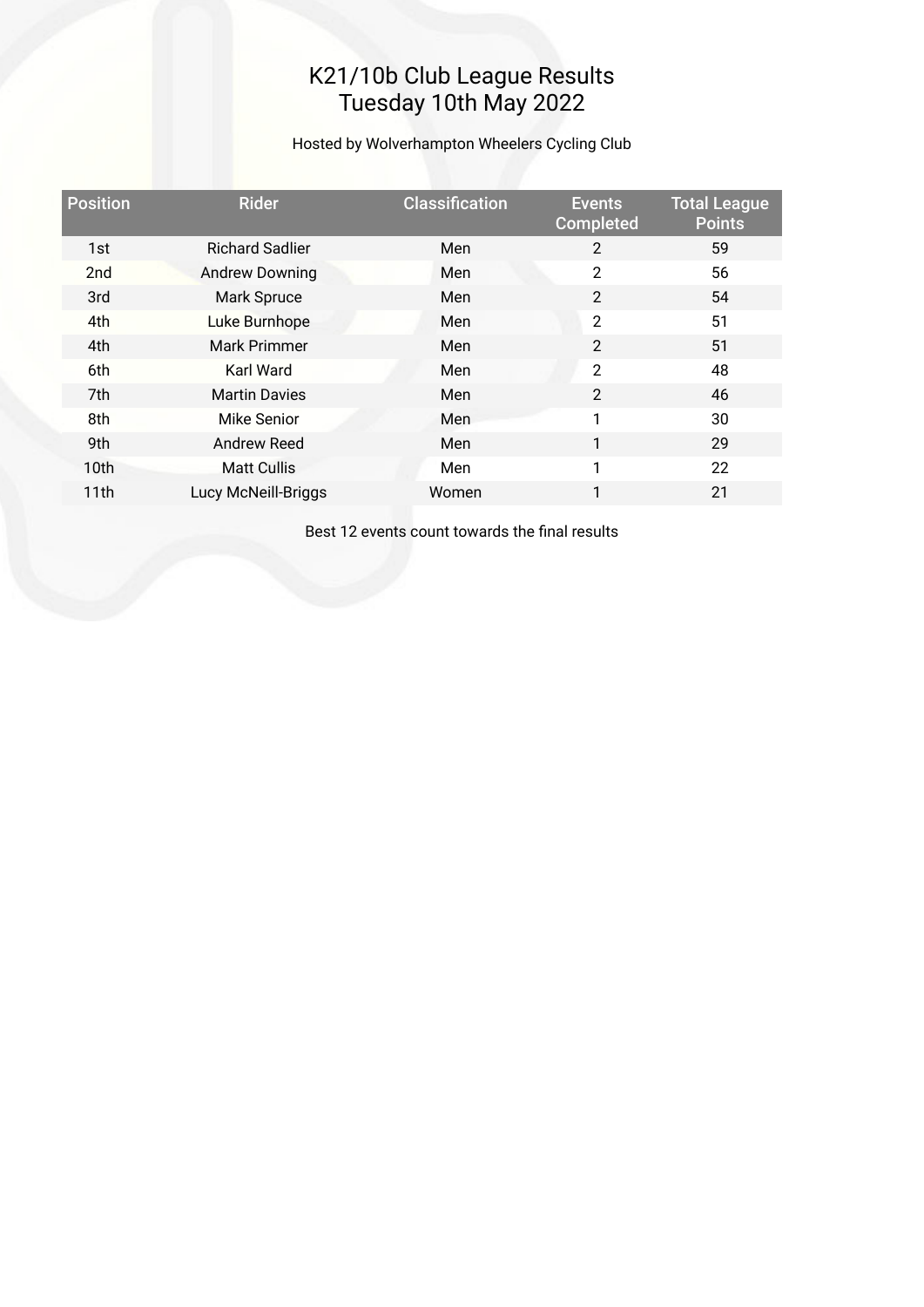# K21/10b Club League Results
## Tuesday 10th May 2022

Hosted by Wolverhampton Wheelers Cycling Club

| Position | Rider | Classification | Events Completed | Total League Points |
|---|---|---|---|---|
| 1st | Richard Sadlier | Men | 2 | 59 |
| 2nd | Andrew Downing | Men | 2 | 56 |
| 3rd | Mark Spruce | Men | 2 | 54 |
| 4th | Luke Burnhope | Men | 2 | 51 |
| 4th | Mark Primmer | Men | 2 | 51 |
| 6th | Karl Ward | Men | 2 | 48 |
| 7th | Martin Davies | Men | 2 | 46 |
| 8th | Mike Senior | Men | 1 | 30 |
| 9th | Andrew Reed | Men | 1 | 29 |
| 10th | Matt Cullis | Men | 1 | 22 |
| 11th | Lucy McNeill-Briggs | Women | 1 | 21 |

Best 12 events count towards the final results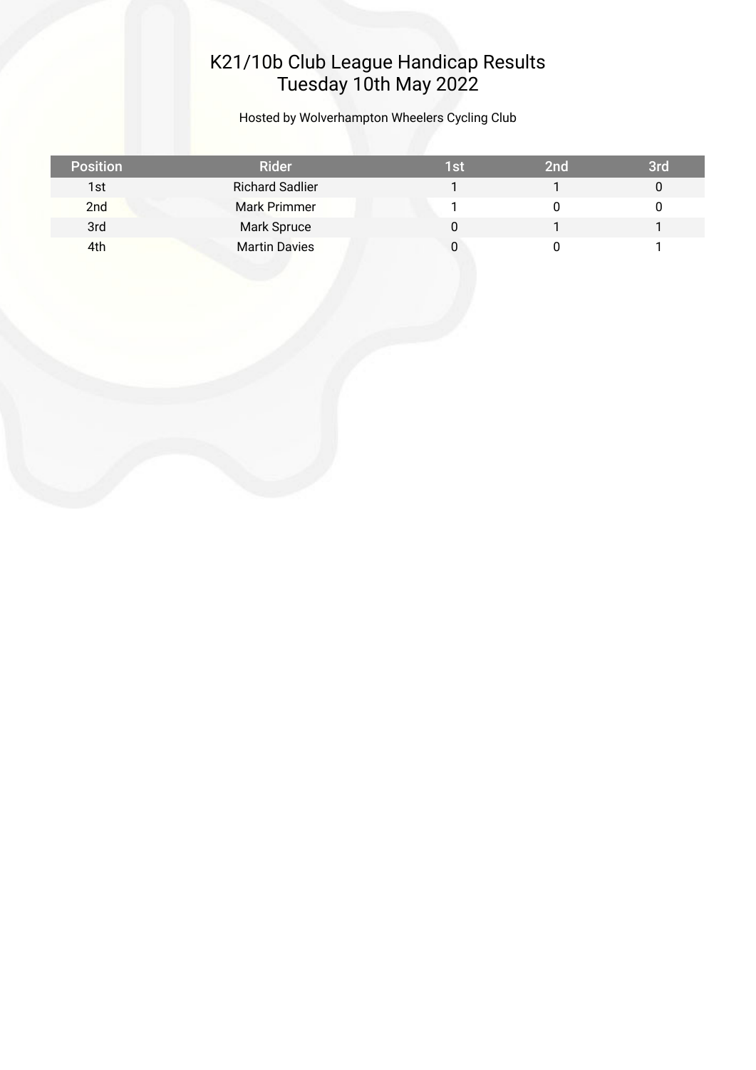# K21/10b Club League Handicap Results
## Tuesday 10th May 2022

Hosted by Wolverhampton Wheelers Cycling Club

| Position | Rider | 1st | 2nd | 3rd |
| --- | --- | --- | --- | --- |
| 1st | Richard Sadlier | 1 | 1 | 0 |
| 2nd | Mark Primmer | 1 | 0 | 0 |
| 3rd | Mark Spruce | 0 | 1 | 1 |
| 4th | Martin Davies | 0 | 0 | 1 |